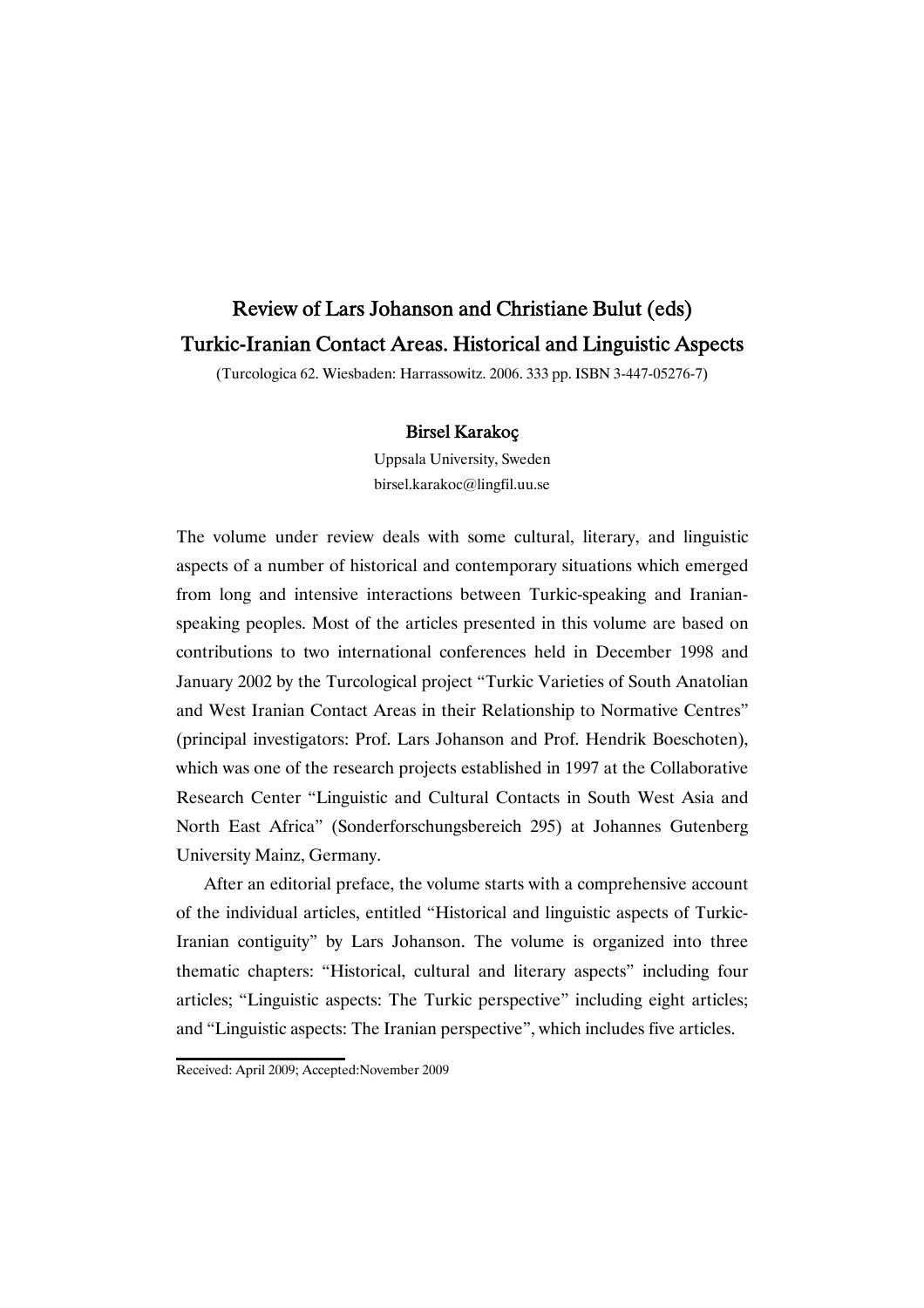# Review of Lars Johanson and Christiane Bulut (eds)
# Turkic-Iranian Contact Areas. Historical and Linguistic Aspects

(Turcologica 62. Wiesbaden: Harrassowitz. 2006. 333 pp. ISBN 3-447-05276-7)

**Birsel Karakoç**

Uppsala University, Sweden

birsel.karakoc@lingfil.uu.se

The volume under review deals with some cultural, literary, and linguistic aspects of a number of historical and contemporary situations which emerged from long and intensive interactions between Turkic-speaking and Iranian-speaking peoples. Most of the articles presented in this volume are based on contributions to two international conferences held in December 1998 and January 2002 by the Turcological project "Turkic Varieties of South Anatolian and West Iranian Contact Areas in their Relationship to Normative Centres" (principal investigators: Prof. Lars Johanson and Prof. Hendrik Boeschoten), which was one of the research projects established in 1997 at the Collaborative Research Center "Linguistic and Cultural Contacts in South West Asia and North East Africa" (Sonderforschungsbereich 295) at Johannes Gutenberg University Mainz, Germany.

After an editorial preface, the volume starts with a comprehensive account of the individual articles, entitled "Historical and linguistic aspects of Turkic-Iranian contiguity" by Lars Johanson. The volume is organized into three thematic chapters: "Historical, cultural and literary aspects" including four articles; "Linguistic aspects: The Turkic perspective" including eight articles; and "Linguistic aspects: The Iranian perspective", which includes five articles.

Received: April 2009; Accepted:November 2009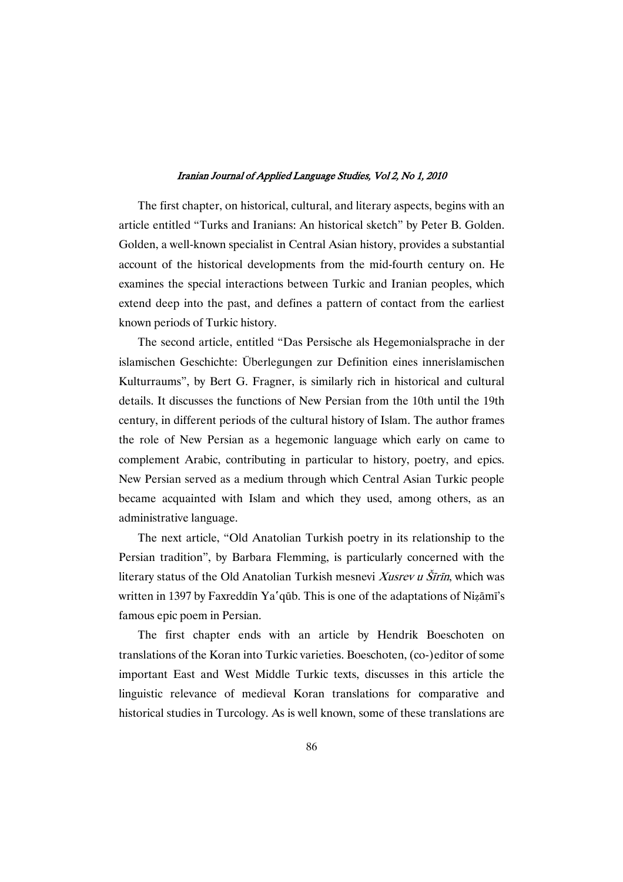The first chapter, on historical, cultural, and literary aspects, begins with an article entitled "Turks and Iranians: An historical sketch" by Peter B. Golden. Golden, a well-known specialist in Central Asian history, provides a substantial account of the historical developments from the mid-fourth century on. He examines the special interactions between Turkic and Iranian peoples, which extend deep into the past, and defines a pattern of contact from the earliest known periods of Turkic history.

The second article, entitled "Das Persische als Hegemonialsprache in der islamischen Geschichte: Überlegungen zur Definition eines innerislamischen Kulturraums", by Bert G. Fragner, is similarly rich in historical and cultural details. It discusses the functions of New Persian from the 10th until the 19th century, in different periods of the cultural history of Islam. The author frames the role of New Persian as a hegemonic language which early on came to complement Arabic, contributing in particular to history, poetry, and epics. New Persian served as a medium through which Central Asian Turkic people became acquainted with Islam and which they used, among others, as an administrative language.

The next article, "Old Anatolian Turkish poetry in its relationship to the Persian tradition", by Barbara Flemming, is particularly concerned with the literary status of the Old Anatolian Turkish mesnevi *Xusrev u Šīrīn*, which was written in 1397 by Faxreddīn Yaʿqūb. This is one of the adaptations of Niẓāmī's famous epic poem in Persian.

The first chapter ends with an article by Hendrik Boeschoten on translations of the Koran into Turkic varieties. Boeschoten, (co-)editor of some important East and West Middle Turkic texts, discusses in this article the linguistic relevance of medieval Koran translations for comparative and historical studies in Turcology. As is well known, some of these translations are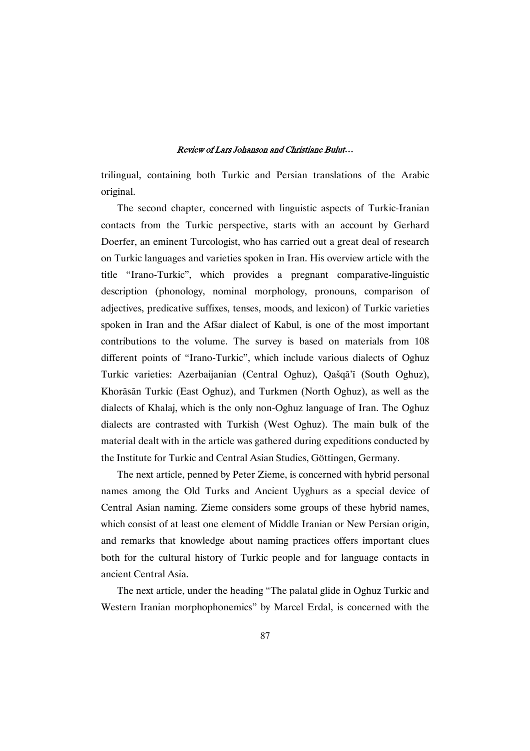trilingual, containing both Turkic and Persian translations of the Arabic original.

The second chapter, concerned with linguistic aspects of Turkic-Iranian contacts from the Turkic perspective, starts with an account by Gerhard Doerfer, an eminent Turcologist, who has carried out a great deal of research on Turkic languages and varieties spoken in Iran. His overview article with the title "Irano-Turkic", which provides a pregnant comparative-linguistic description (phonology, nominal morphology, pronouns, comparison of adjectives, predicative suffixes, tenses, moods, and lexicon) of Turkic varieties spoken in Iran and the Afšar dialect of Kabul, is one of the most important contributions to the volume. The survey is based on materials from 108 different points of "Irano-Turkic", which include various dialects of Oghuz Turkic varieties: Azerbaijanian (Central Oghuz), Qašqā'ī (South Oghuz), Khorāsān Turkic (East Oghuz), and Turkmen (North Oghuz), as well as the dialects of Khalaj, which is the only non-Oghuz language of Iran. The Oghuz dialects are contrasted with Turkish (West Oghuz). The main bulk of the material dealt with in the article was gathered during expeditions conducted by the Institute for Turkic and Central Asian Studies, Göttingen, Germany.

The next article, penned by Peter Zieme, is concerned with hybrid personal names among the Old Turks and Ancient Uyghurs as a special device of Central Asian naming. Zieme considers some groups of these hybrid names, which consist of at least one element of Middle Iranian or New Persian origin, and remarks that knowledge about naming practices offers important clues both for the cultural history of Turkic people and for language contacts in ancient Central Asia.

The next article, under the heading "The palatal glide in Oghuz Turkic and Western Iranian morphophonemics" by Marcel Erdal, is concerned with the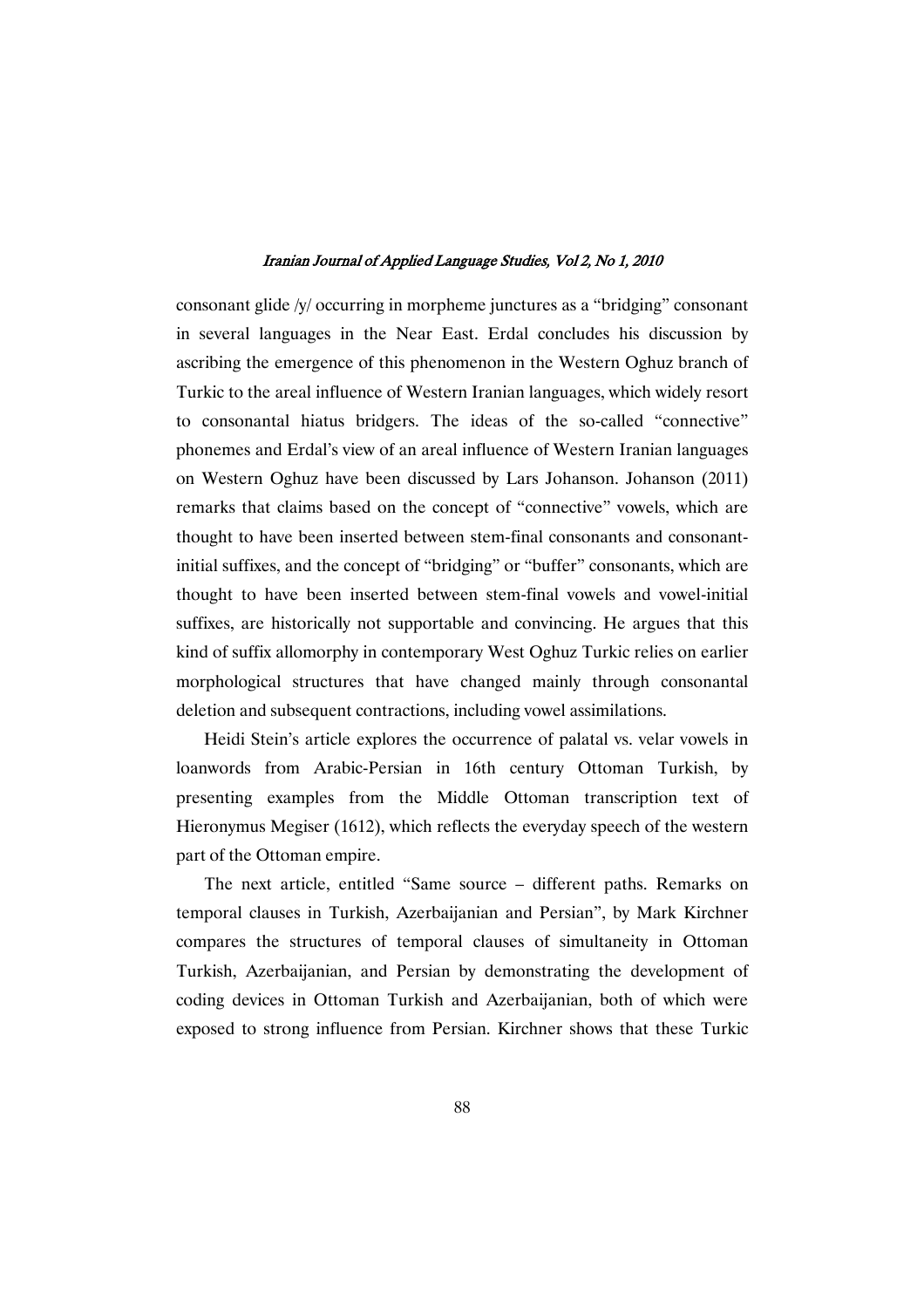consonant glide /y/ occurring in morpheme junctures as a "bridging" consonant in several languages in the Near East. Erdal concludes his discussion by ascribing the emergence of this phenomenon in the Western Oghuz branch of Turkic to the areal influence of Western Iranian languages, which widely resort to consonantal hiatus bridgers. The ideas of the so-called "connective" phonemes and Erdal's view of an areal influence of Western Iranian languages on Western Oghuz have been discussed by Lars Johanson. Johanson (2011) remarks that claims based on the concept of "connective" vowels, which are thought to have been inserted between stem-final consonants and consonant-initial suffixes, and the concept of "bridging" or "buffer" consonants, which are thought to have been inserted between stem-final vowels and vowel-initial suffixes, are historically not supportable and convincing. He argues that this kind of suffix allomorphy in contemporary West Oghuz Turkic relies on earlier morphological structures that have changed mainly through consonantal deletion and subsequent contractions, including vowel assimilations.

Heidi Stein's article explores the occurrence of palatal vs. velar vowels in loanwords from Arabic-Persian in 16th century Ottoman Turkish, by presenting examples from the Middle Ottoman transcription text of Hieronymus Megiser (1612), which reflects the everyday speech of the western part of the Ottoman empire.

The next article, entitled "Same source – different paths. Remarks on temporal clauses in Turkish, Azerbaijanian and Persian", by Mark Kirchner compares the structures of temporal clauses of simultaneity in Ottoman Turkish, Azerbaijanian, and Persian by demonstrating the development of coding devices in Ottoman Turkish and Azerbaijanian, both of which were exposed to strong influence from Persian. Kirchner shows that these Turkic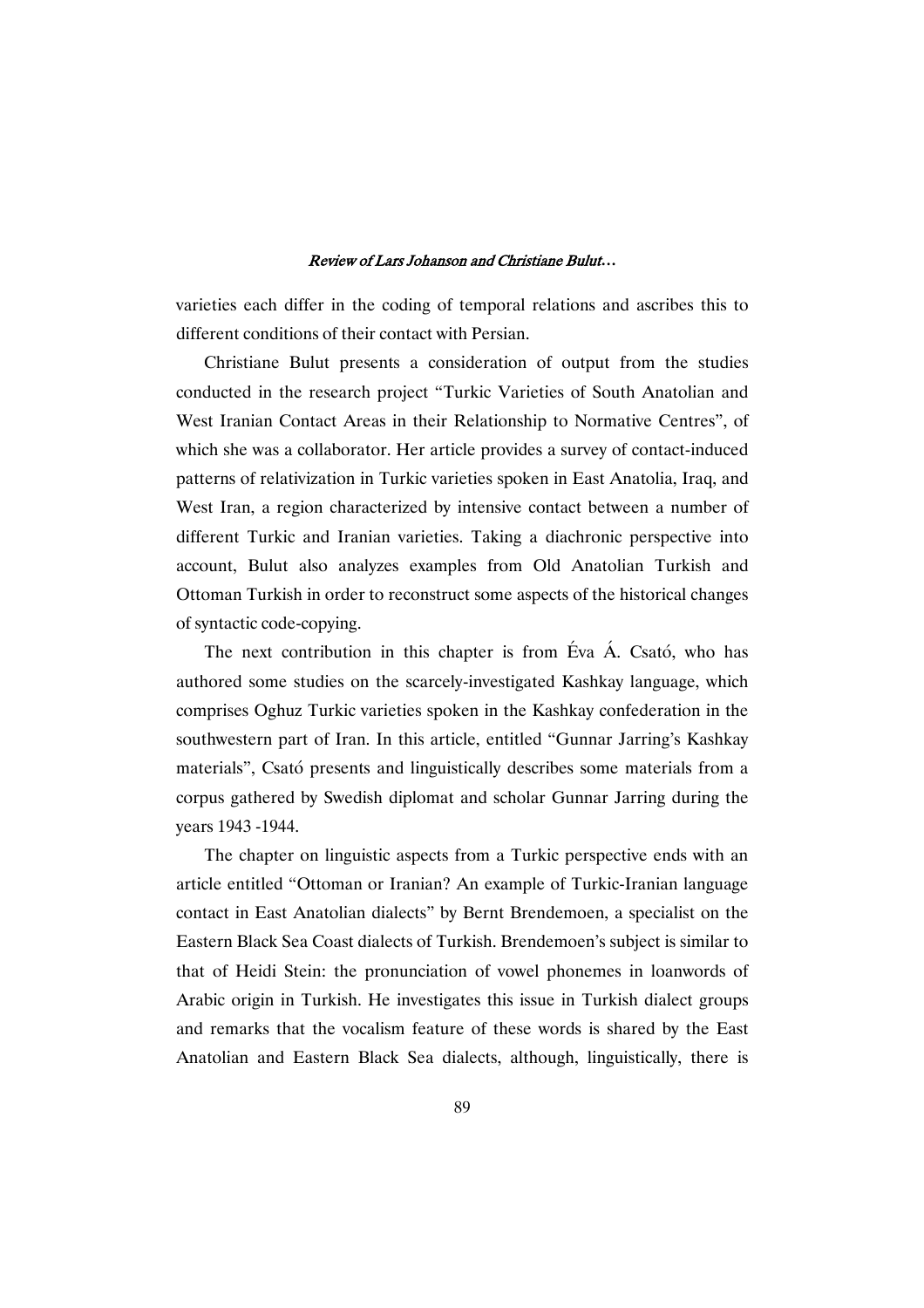varieties each differ in the coding of temporal relations and ascribes this to different conditions of their contact with Persian.

Christiane Bulut presents a consideration of output from the studies conducted in the research project "Turkic Varieties of South Anatolian and West Iranian Contact Areas in their Relationship to Normative Centres", of which she was a collaborator. Her article provides a survey of contact-induced patterns of relativization in Turkic varieties spoken in East Anatolia, Iraq, and West Iran, a region characterized by intensive contact between a number of different Turkic and Iranian varieties. Taking a diachronic perspective into account, Bulut also analyzes examples from Old Anatolian Turkish and Ottoman Turkish in order to reconstruct some aspects of the historical changes of syntactic code-copying.

The next contribution in this chapter is from Éva Á. Csató, who has authored some studies on the scarcely-investigated Kashkay language, which comprises Oghuz Turkic varieties spoken in the Kashkay confederation in the southwestern part of Iran. In this article, entitled "Gunnar Jarring's Kashkay materials", Csató presents and linguistically describes some materials from a corpus gathered by Swedish diplomat and scholar Gunnar Jarring during the years 1943 -1944.

The chapter on linguistic aspects from a Turkic perspective ends with an article entitled "Ottoman or Iranian? An example of Turkic-Iranian language contact in East Anatolian dialects" by Bernt Brendemoen, a specialist on the Eastern Black Sea Coast dialects of Turkish. Brendemoen's subject is similar to that of Heidi Stein: the pronunciation of vowel phonemes in loanwords of Arabic origin in Turkish. He investigates this issue in Turkish dialect groups and remarks that the vocalism feature of these words is shared by the East Anatolian and Eastern Black Sea dialects, although, linguistically, there is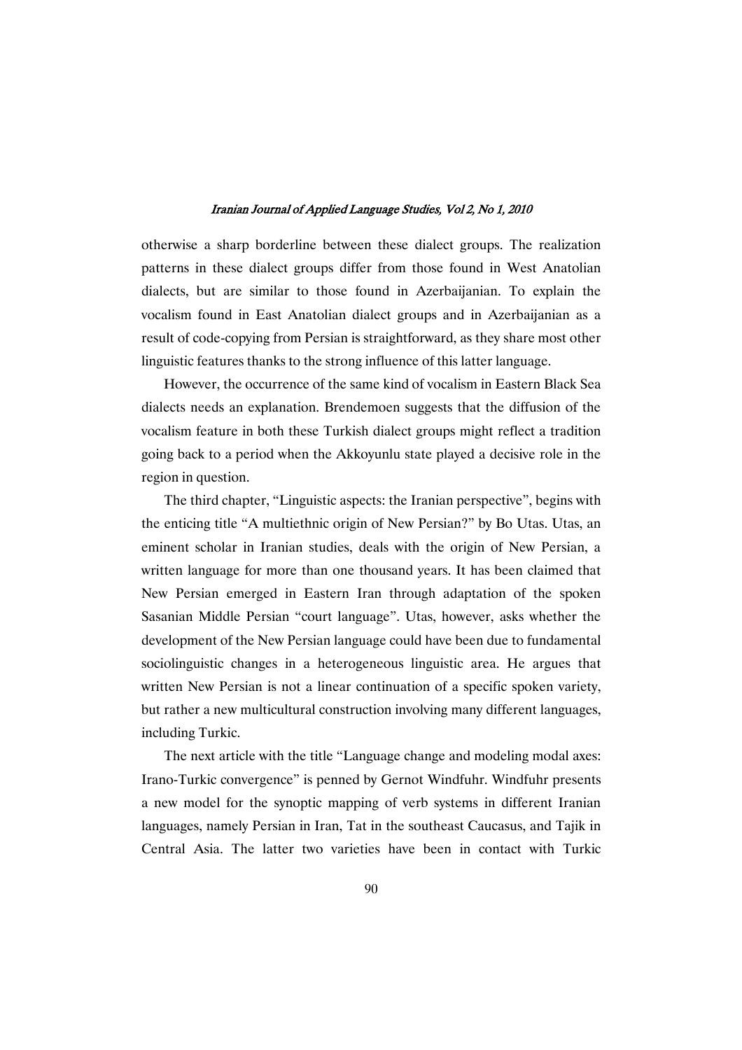otherwise a sharp borderline between these dialect groups. The realization patterns in these dialect groups differ from those found in West Anatolian dialects, but are similar to those found in Azerbaijanian. To explain the vocalism found in East Anatolian dialect groups and in Azerbaijanian as a result of code-copying from Persian is straightforward, as they share most other linguistic features thanks to the strong influence of this latter language.

However, the occurrence of the same kind of vocalism in Eastern Black Sea dialects needs an explanation. Brendemoen suggests that the diffusion of the vocalism feature in both these Turkish dialect groups might reflect a tradition going back to a period when the Akkoyunlu state played a decisive role in the region in question.

The third chapter, "Linguistic aspects: the Iranian perspective", begins with the enticing title "A multiethnic origin of New Persian?" by Bo Utas. Utas, an eminent scholar in Iranian studies, deals with the origin of New Persian, a written language for more than one thousand years. It has been claimed that New Persian emerged in Eastern Iran through adaptation of the spoken Sasanian Middle Persian "court language". Utas, however, asks whether the development of the New Persian language could have been due to fundamental sociolinguistic changes in a heterogeneous linguistic area. He argues that written New Persian is not a linear continuation of a specific spoken variety, but rather a new multicultural construction involving many different languages, including Turkic.

The next article with the title "Language change and modeling modal axes: Irano-Turkic convergence" is penned by Gernot Windfuhr. Windfuhr presents a new model for the synoptic mapping of verb systems in different Iranian languages, namely Persian in Iran, Tat in the southeast Caucasus, and Tajik in Central Asia. The latter two varieties have been in contact with Turkic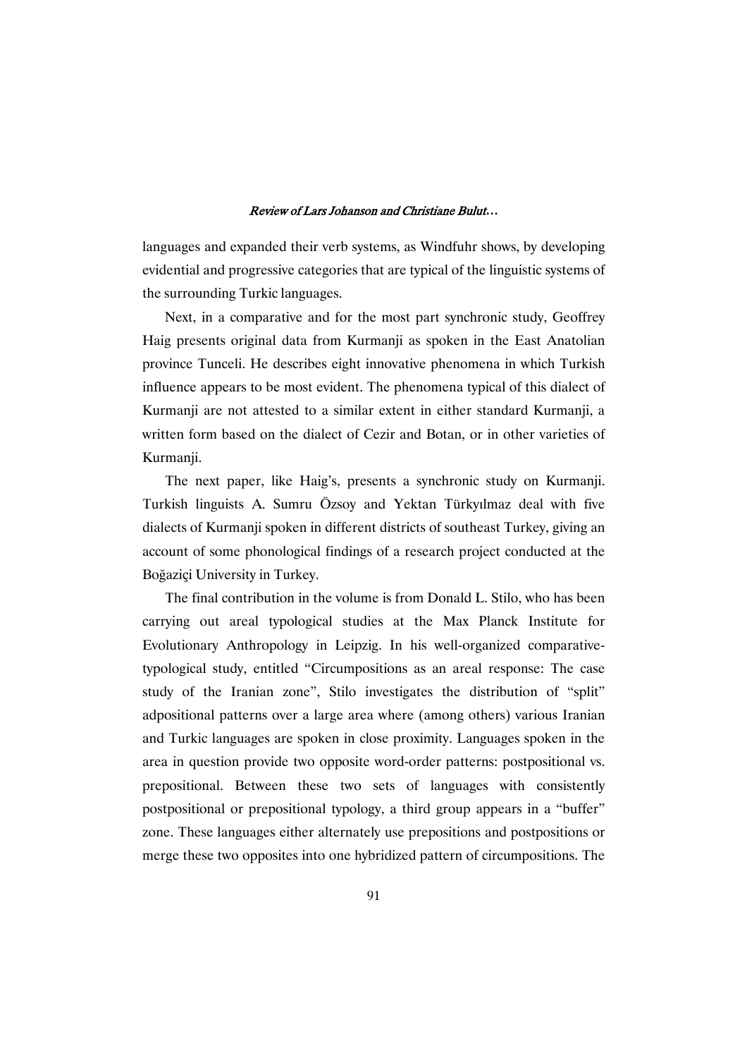languages and expanded their verb systems, as Windfuhr shows, by developing evidential and progressive categories that are typical of the linguistic systems of the surrounding Turkic languages.

Next, in a comparative and for the most part synchronic study, Geoffrey Haig presents original data from Kurmanji as spoken in the East Anatolian province Tunceli. He describes eight innovative phenomena in which Turkish influence appears to be most evident. The phenomena typical of this dialect of Kurmanji are not attested to a similar extent in either standard Kurmanji, a written form based on the dialect of Cezir and Botan, or in other varieties of Kurmanji.

The next paper, like Haig's, presents a synchronic study on Kurmanji. Turkish linguists A. Sumru Özsoy and Yektan Türkyılmaz deal with five dialects of Kurmanji spoken in different districts of southeast Turkey, giving an account of some phonological findings of a research project conducted at the Boğaziçi University in Turkey.

The final contribution in the volume is from Donald L. Stilo, who has been carrying out areal typological studies at the Max Planck Institute for Evolutionary Anthropology in Leipzig. In his well-organized comparative-typological study, entitled "Circumpositions as an areal response: The case study of the Iranian zone", Stilo investigates the distribution of "split" adpositional patterns over a large area where (among others) various Iranian and Turkic languages are spoken in close proximity. Languages spoken in the area in question provide two opposite word-order patterns: postpositional vs. prepositional. Between these two sets of languages with consistently postpositional or prepositional typology, a third group appears in a "buffer" zone. These languages either alternately use prepositions and postpositions or merge these two opposites into one hybridized pattern of circumpositions. The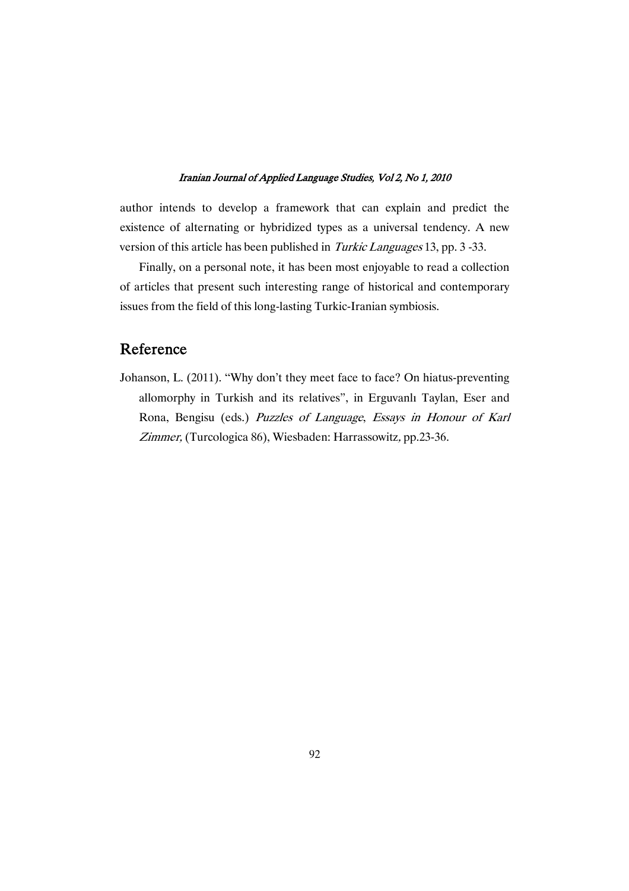author intends to develop a framework that can explain and predict the existence of alternating or hybridized types as a universal tendency. A new version of this article has been published in *Turkic Languages* 13, pp. 3 -33.

Finally, on a personal note, it has been most enjoyable to read a collection of articles that present such interesting range of historical and contemporary issues from the field of this long-lasting Turkic-Iranian symbiosis.

## Reference

Johanson, L. (2011). “Why don’t they meet face to face? On hiatus-preventing allomorphy in Turkish and its relatives”, in Erguvanlı Taylan, Eser and Rona, Bengisu (eds.) *Puzzles of Language*, *Essays in Honour of Karl Zimmer,* (Turcologica 86), Wiesbaden: Harrassowitz*,* pp.23-36.